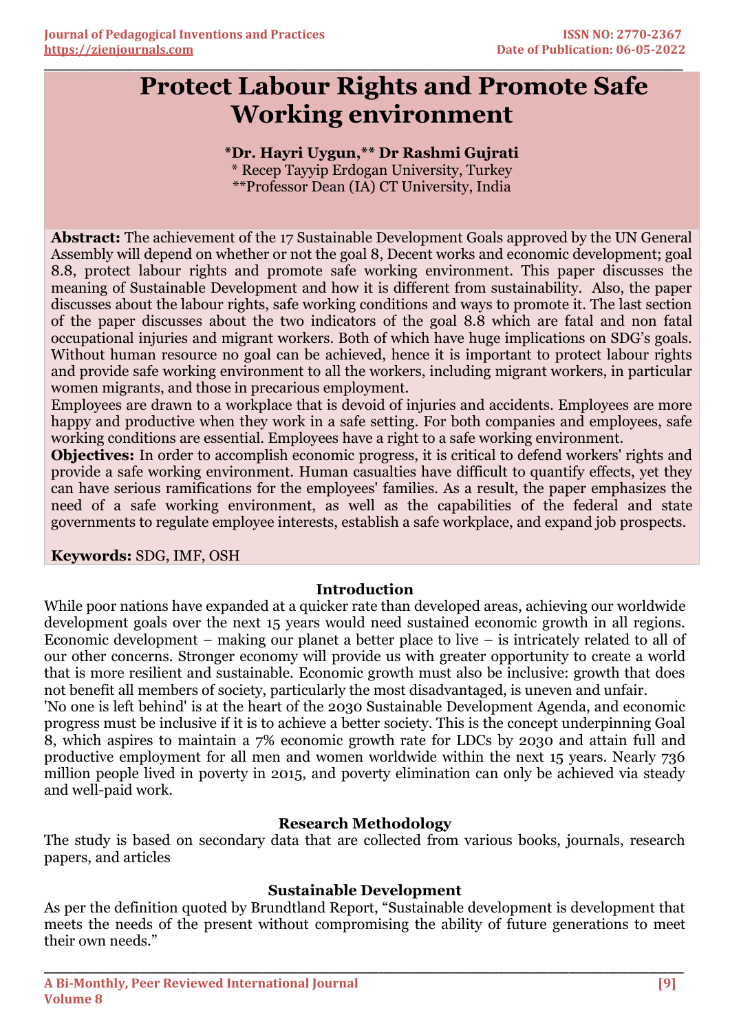# Protect Labour Rights and Promote Safe Working environment

**\*Dr. Hayri Uygun,\*\* Dr Rashmi Gujrati**

\* Recep Tayyip Erdogan University, Turkey

\*\*Professor Dean (IA) CT University, India

**Abstract:** The achievement of the 17 Sustainable Development Goals approved by the UN General Assembly will depend on whether or not the goal 8, Decent works and economic development; goal 8.8, protect labour rights and promote safe working environment. This paper discusses the meaning of Sustainable Development and how it is different from sustainability. Also, the paper discusses about the labour rights, safe working conditions and ways to promote it. The last section of the paper discusses about the two indicators of the goal 8.8 which are fatal and non fatal occupational injuries and migrant workers. Both of which have huge implications on SDG's goals. Without human resource no goal can be achieved, hence it is important to protect labour rights and provide safe working environment to all the workers, including migrant workers, in particular women migrants, and those in precarious employment.

Employees are drawn to a workplace that is devoid of injuries and accidents. Employees are more happy and productive when they work in a safe setting. For both companies and employees, safe working conditions are essential. Employees have a right to a safe working environment.

**Objectives:** In order to accomplish economic progress, it is critical to defend workers' rights and provide a safe working environment. Human casualties have difficult to quantify effects, yet they can have serious ramifications for the employees' families. As a result, the paper emphasizes the need of a safe working environment, as well as the capabilities of the federal and state governments to regulate employee interests, establish a safe workplace, and expand job prospects.

**Keywords:** SDG, IMF, OSH

## Introduction

While poor nations have expanded at a quicker rate than developed areas, achieving our worldwide development goals over the next 15 years would need sustained economic growth in all regions. Economic development – making our planet a better place to live – is intricately related to all of our other concerns. Stronger economy will provide us with greater opportunity to create a world that is more resilient and sustainable. Economic growth must also be inclusive: growth that does not benefit all members of society, particularly the most disadvantaged, is uneven and unfair.

'No one is left behind' is at the heart of the 2030 Sustainable Development Agenda, and economic progress must be inclusive if it is to achieve a better society. This is the concept underpinning Goal 8, which aspires to maintain a 7% economic growth rate for LDCs by 2030 and attain full and productive employment for all men and women worldwide within the next 15 years. Nearly 736 million people lived in poverty in 2015, and poverty elimination can only be achieved via steady and well-paid work.

## Research Methodology

The study is based on secondary data that are collected from various books, journals, research papers, and articles

## Sustainable Development

As per the definition quoted by Brundtland Report, "Sustainable development is development that meets the needs of the present without compromising the ability of future generations to meet their own needs."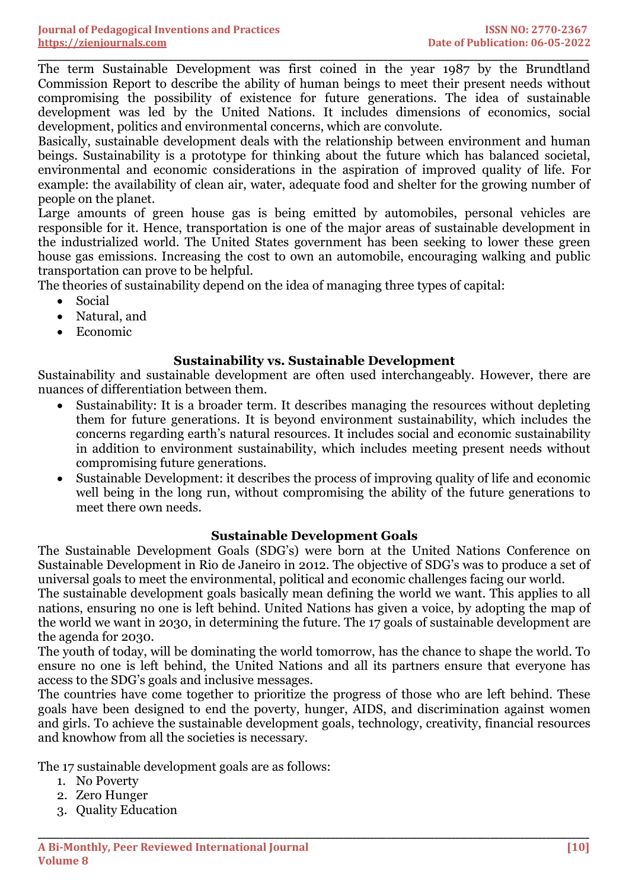The term Sustainable Development was first coined in the year 1987 by the Brundtland Commission Report to describe the ability of human beings to meet their present needs without compromising the possibility of existence for future generations. The idea of sustainable development was led by the United Nations. It includes dimensions of economics, social development, politics and environmental concerns, which are convolute.

Basically, sustainable development deals with the relationship between environment and human beings. Sustainability is a prototype for thinking about the future which has balanced societal, environmental and economic considerations in the aspiration of improved quality of life. For example: the availability of clean air, water, adequate food and shelter for the growing number of people on the planet.

Large amounts of green house gas is being emitted by automobiles, personal vehicles are responsible for it. Hence, transportation is one of the major areas of sustainable development in the industrialized world. The United States government has been seeking to lower these green house gas emissions. Increasing the cost to own an automobile, encouraging walking and public transportation can prove to be helpful.

The theories of sustainability depend on the idea of managing three types of capital:

- Social
- Natural, and
- Economic

### Sustainability vs. Sustainable Development

Sustainability and sustainable development are often used interchangeably. However, there are nuances of differentiation between them.

- Sustainability: It is a broader term. It describes managing the resources without depleting them for future generations. It is beyond environment sustainability, which includes the concerns regarding earth's natural resources. It includes social and economic sustainability in addition to environment sustainability, which includes meeting present needs without compromising future generations.
- Sustainable Development: it describes the process of improving quality of life and economic well being in the long run, without compromising the ability of the future generations to meet there own needs.

### Sustainable Development Goals

The Sustainable Development Goals (SDG's) were born at the United Nations Conference on Sustainable Development in Rio de Janeiro in 2012. The objective of SDG's was to produce a set of universal goals to meet the environmental, political and economic challenges facing our world.

The sustainable development goals basically mean defining the world we want. This applies to all nations, ensuring no one is left behind. United Nations has given a voice, by adopting the map of the world we want in 2030, in determining the future. The 17 goals of sustainable development are the agenda for 2030.

The youth of today, will be dominating the world tomorrow, has the chance to shape the world. To ensure no one is left behind, the United Nations and all its partners ensure that everyone has access to the SDG's goals and inclusive messages.

The countries have come together to prioritize the progress of those who are left behind. These goals have been designed to end the poverty, hunger, AIDS, and discrimination against women and girls. To achieve the sustainable development goals, technology, creativity, financial resources and knowhow from all the societies is necessary.

The 17 sustainable development goals are as follows:

1. No Poverty
2. Zero Hunger
3. Quality Education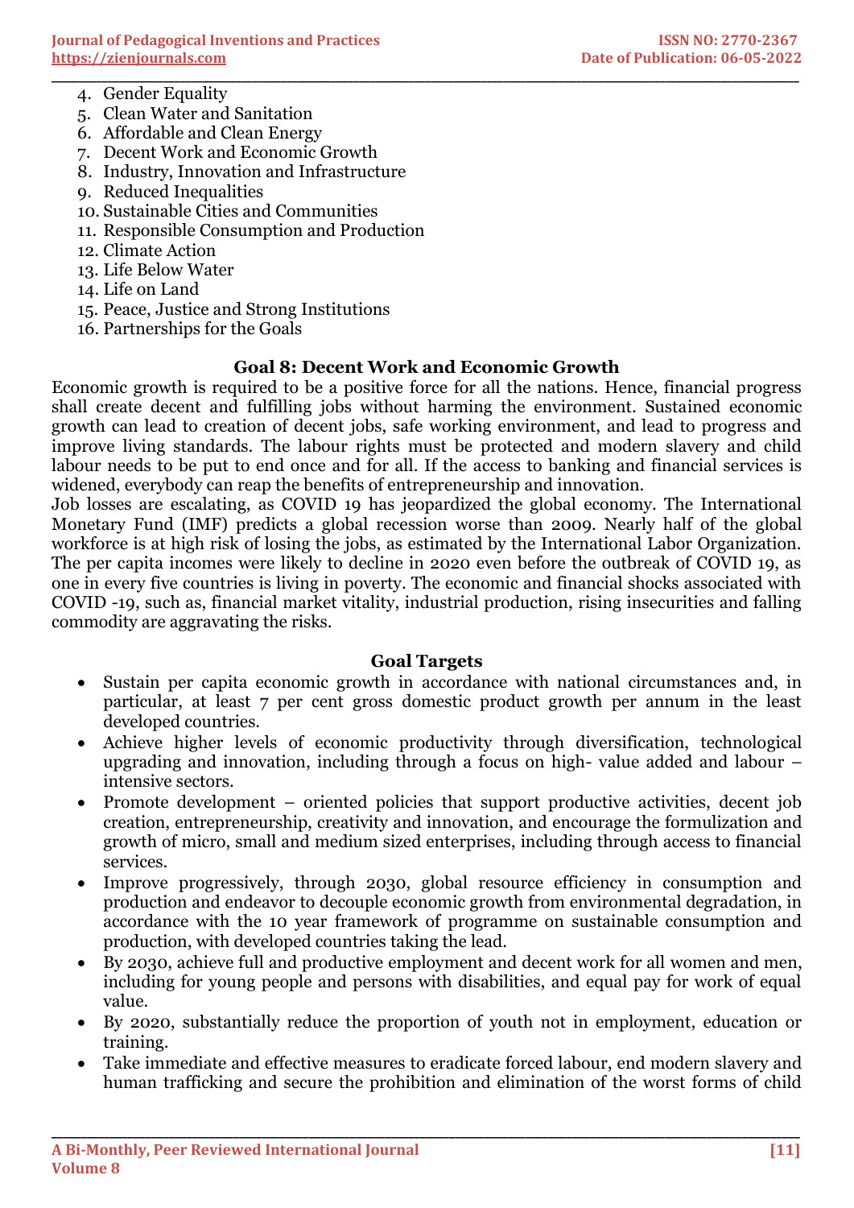4. Gender Equality
5. Clean Water and Sanitation
6. Affordable and Clean Energy
7. Decent Work and Economic Growth
8. Industry, Innovation and Infrastructure
9. Reduced Inequalities
10. Sustainable Cities and Communities
11. Responsible Consumption and Production
12. Climate Action
13. Life Below Water
14. Life on Land
15. Peace, Justice and Strong Institutions
16. Partnerships for the Goals

## Goal 8: Decent Work and Economic Growth

Economic growth is required to be a positive force for all the nations. Hence, financial progress shall create decent and fulfilling jobs without harming the environment. Sustained economic growth can lead to creation of decent jobs, safe working environment, and lead to progress and improve living standards. The labour rights must be protected and modern slavery and child labour needs to be put to end once and for all. If the access to banking and financial services is widened, everybody can reap the benefits of entrepreneurship and innovation.

Job losses are escalating, as COVID 19 has jeopardized the global economy. The International Monetary Fund (IMF) predicts a global recession worse than 2009. Nearly half of the global workforce is at high risk of losing the jobs, as estimated by the International Labor Organization. The per capita incomes were likely to decline in 2020 even before the outbreak of COVID 19, as one in every five countries is living in poverty. The economic and financial shocks associated with COVID -19, such as, financial market vitality, industrial production, rising insecurities and falling commodity are aggravating the risks.

## Goal Targets

- Sustain per capita economic growth in accordance with national circumstances and, in particular, at least 7 per cent gross domestic product growth per annum in the least developed countries.
- Achieve higher levels of economic productivity through diversification, technological upgrading and innovation, including through a focus on high- value added and labour – intensive sectors.
- Promote development – oriented policies that support productive activities, decent job creation, entrepreneurship, creativity and innovation, and encourage the formulization and growth of micro, small and medium sized enterprises, including through access to financial services.
- Improve progressively, through 2030, global resource efficiency in consumption and production and endeavor to decouple economic growth from environmental degradation, in accordance with the 10 year framework of programme on sustainable consumption and production, with developed countries taking the lead.
- By 2030, achieve full and productive employment and decent work for all women and men, including for young people and persons with disabilities, and equal pay for work of equal value.
- By 2020, substantially reduce the proportion of youth not in employment, education or training.
- Take immediate and effective measures to eradicate forced labour, end modern slavery and human trafficking and secure the prohibition and elimination of the worst forms of child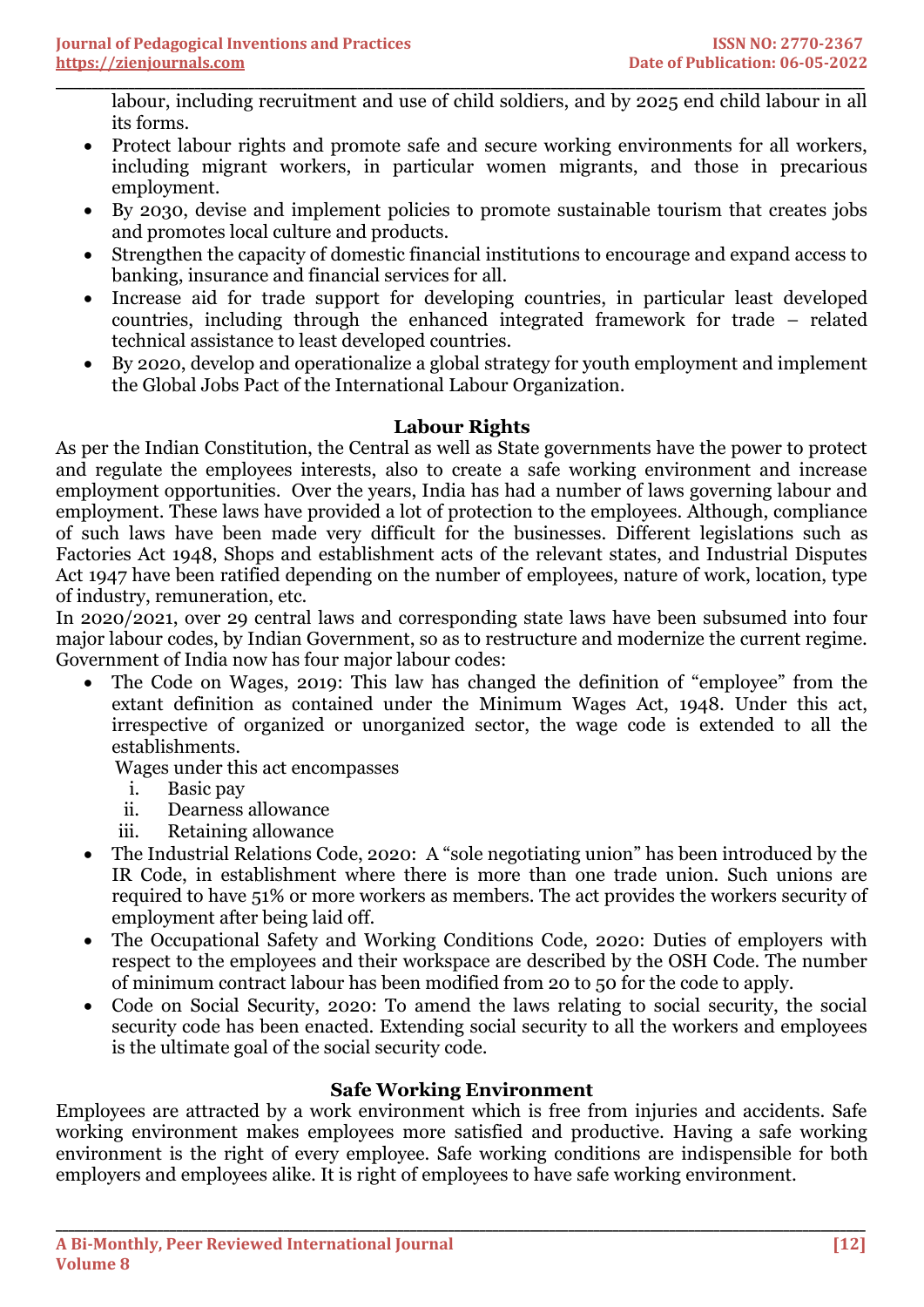labour, including recruitment and use of child soldiers, and by 2025 end child labour in all its forms.

- Protect labour rights and promote safe and secure working environments for all workers, including migrant workers, in particular women migrants, and those in precarious employment.
- By 2030, devise and implement policies to promote sustainable tourism that creates jobs and promotes local culture and products.
- Strengthen the capacity of domestic financial institutions to encourage and expand access to banking, insurance and financial services for all.
- Increase aid for trade support for developing countries, in particular least developed countries, including through the enhanced integrated framework for trade – related technical assistance to least developed countries.
- By 2020, develop and operationalize a global strategy for youth employment and implement the Global Jobs Pact of the International Labour Organization.

## Labour Rights

As per the Indian Constitution, the Central as well as State governments have the power to protect and regulate the employees interests, also to create a safe working environment and increase employment opportunities. Over the years, India has had a number of laws governing labour and employment. These laws have provided a lot of protection to the employees. Although, compliance of such laws have been made very difficult for the businesses. Different legislations such as Factories Act 1948, Shops and establishment acts of the relevant states, and Industrial Disputes Act 1947 have been ratified depending on the number of employees, nature of work, location, type of industry, remuneration, etc.

In 2020/2021, over 29 central laws and corresponding state laws have been subsumed into four major labour codes, by Indian Government, so as to restructure and modernize the current regime. Government of India now has four major labour codes:

- The Code on Wages, 2019: This law has changed the definition of "employee" from the extant definition as contained under the Minimum Wages Act, 1948. Under this act, irrespective of organized or unorganized sector, the wage code is extended to all the establishments.

  Wages under this act encompasses

  i. Basic pay
  ii. Dearness allowance
  iii. Retaining allowance
- The Industrial Relations Code, 2020: A "sole negotiating union" has been introduced by the IR Code, in establishment where there is more than one trade union. Such unions are required to have 51% or more workers as members. The act provides the workers security of employment after being laid off.
- The Occupational Safety and Working Conditions Code, 2020: Duties of employers with respect to the employees and their workspace are described by the OSH Code. The number of minimum contract labour has been modified from 20 to 50 for the code to apply.
- Code on Social Security, 2020: To amend the laws relating to social security, the social security code has been enacted. Extending social security to all the workers and employees is the ultimate goal of the social security code.

## Safe Working Environment

Employees are attracted by a work environment which is free from injuries and accidents. Safe working environment makes employees more satisfied and productive. Having a safe working environment is the right of every employee. Safe working conditions are indispensible for both employers and employees alike. It is right of employees to have safe working environment.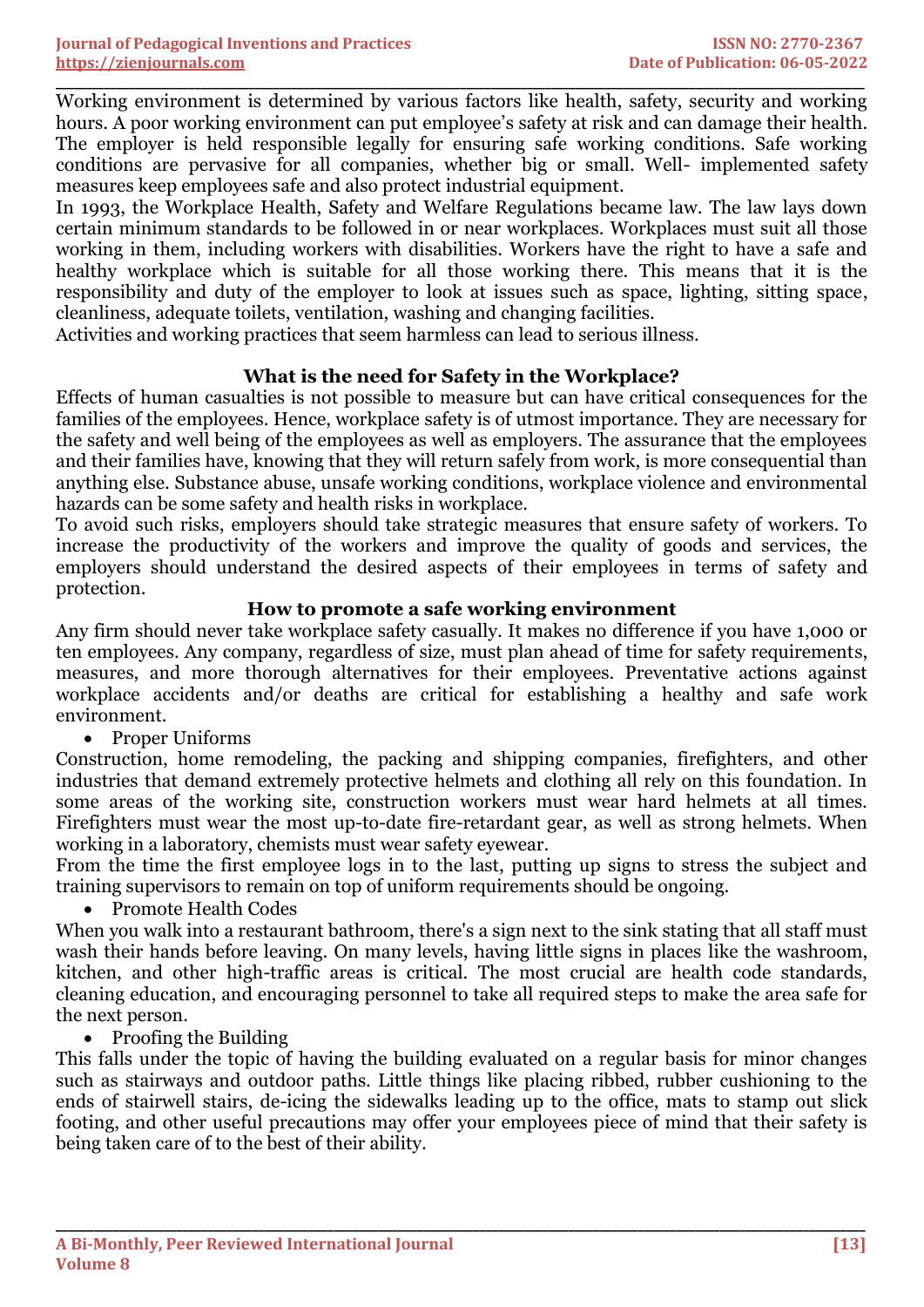Working environment is determined by various factors like health, safety, security and working hours. A poor working environment can put employee's safety at risk and can damage their health. The employer is held responsible legally for ensuring safe working conditions. Safe working conditions are pervasive for all companies, whether big or small. Well- implemented safety measures keep employees safe and also protect industrial equipment.

In 1993, the Workplace Health, Safety and Welfare Regulations became law. The law lays down certain minimum standards to be followed in or near workplaces. Workplaces must suit all those working in them, including workers with disabilities. Workers have the right to have a safe and healthy workplace which is suitable for all those working there. This means that it is the responsibility and duty of the employer to look at issues such as space, lighting, sitting space, cleanliness, adequate toilets, ventilation, washing and changing facilities.

Activities and working practices that seem harmless can lead to serious illness.

### What is the need for Safety in the Workplace?

Effects of human casualties is not possible to measure but can have critical consequences for the families of the employees. Hence, workplace safety is of utmost importance. They are necessary for the safety and well being of the employees as well as employers. The assurance that the employees and their families have, knowing that they will return safely from work, is more consequential than anything else. Substance abuse, unsafe working conditions, workplace violence and environmental hazards can be some safety and health risks in workplace.

To avoid such risks, employers should take strategic measures that ensure safety of workers. To increase the productivity of the workers and improve the quality of goods and services, the employers should understand the desired aspects of their employees in terms of safety and protection.

### How to promote a safe working environment

Any firm should never take workplace safety casually. It makes no difference if you have 1,000 or ten employees. Any company, regardless of size, must plan ahead of time for safety requirements, measures, and more thorough alternatives for their employees. Preventative actions against workplace accidents and/or deaths are critical for establishing a healthy and safe work environment.

- Proper Uniforms

Construction, home remodeling, the packing and shipping companies, firefighters, and other industries that demand extremely protective helmets and clothing all rely on this foundation. In some areas of the working site, construction workers must wear hard helmets at all times. Firefighters must wear the most up-to-date fire-retardant gear, as well as strong helmets. When working in a laboratory, chemists must wear safety eyewear.

From the time the first employee logs in to the last, putting up signs to stress the subject and training supervisors to remain on top of uniform requirements should be ongoing.

- Promote Health Codes

When you walk into a restaurant bathroom, there's a sign next to the sink stating that all staff must wash their hands before leaving. On many levels, having little signs in places like the washroom, kitchen, and other high-traffic areas is critical. The most crucial are health code standards, cleaning education, and encouraging personnel to take all required steps to make the area safe for the next person.

- Proofing the Building

This falls under the topic of having the building evaluated on a regular basis for minor changes such as stairways and outdoor paths. Little things like placing ribbed, rubber cushioning to the ends of stairwell stairs, de-icing the sidewalks leading up to the office, mats to stamp out slick footing, and other useful precautions may offer your employees piece of mind that their safety is being taken care of to the best of their ability.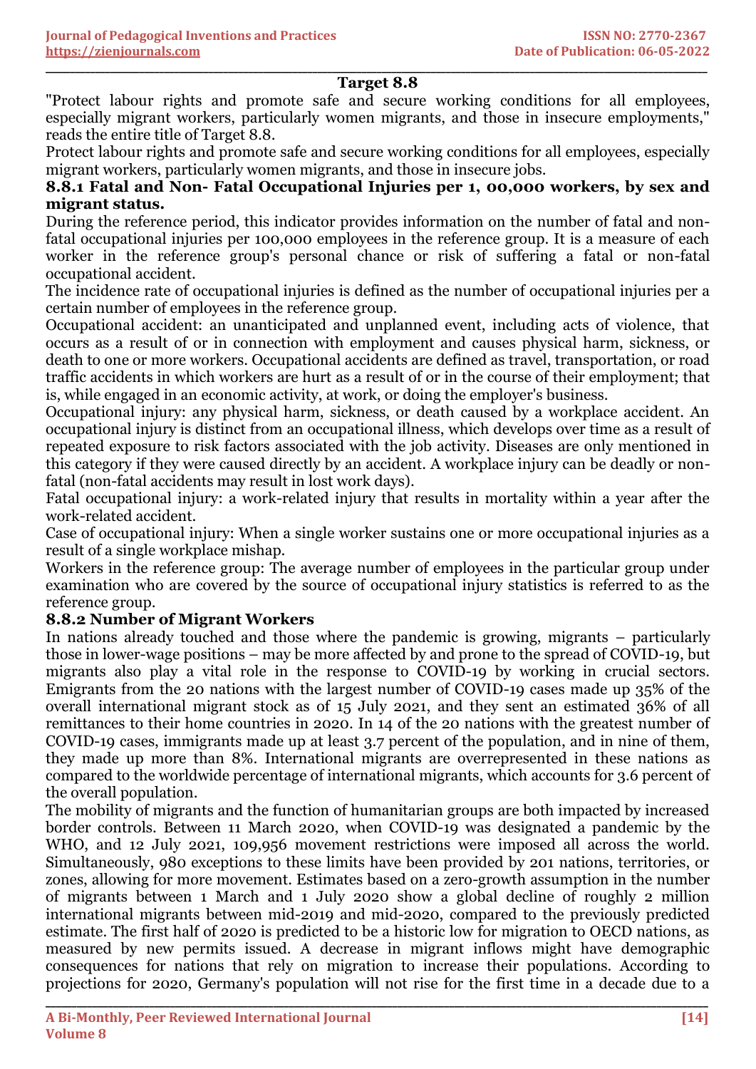## Target 8.8

"Protect labour rights and promote safe and secure working conditions for all employees, especially migrant workers, particularly women migrants, and those in insecure employments," reads the entire title of Target 8.8.

Protect labour rights and promote safe and secure working conditions for all employees, especially migrant workers, particularly women migrants, and those in insecure jobs.

### 8.8.1 Fatal and Non- Fatal Occupational Injuries per 1, 00,000 workers, by sex and migrant status.

During the reference period, this indicator provides information on the number of fatal and non-fatal occupational injuries per 100,000 employees in the reference group. It is a measure of each worker in the reference group's personal chance or risk of suffering a fatal or non-fatal occupational accident.

The incidence rate of occupational injuries is defined as the number of occupational injuries per a certain number of employees in the reference group.

Occupational accident: an unanticipated and unplanned event, including acts of violence, that occurs as a result of or in connection with employment and causes physical harm, sickness, or death to one or more workers. Occupational accidents are defined as travel, transportation, or road traffic accidents in which workers are hurt as a result of or in the course of their employment; that is, while engaged in an economic activity, at work, or doing the employer's business.

Occupational injury: any physical harm, sickness, or death caused by a workplace accident. An occupational injury is distinct from an occupational illness, which develops over time as a result of repeated exposure to risk factors associated with the job activity. Diseases are only mentioned in this category if they were caused directly by an accident. A workplace injury can be deadly or non-fatal (non-fatal accidents may result in lost work days).

Fatal occupational injury: a work-related injury that results in mortality within a year after the work-related accident.

Case of occupational injury: When a single worker sustains one or more occupational injuries as a result of a single workplace mishap.

Workers in the reference group: The average number of employees in the particular group under examination who are covered by the source of occupational injury statistics is referred to as the reference group.

### 8.8.2 Number of Migrant Workers

In nations already touched and those where the pandemic is growing, migrants – particularly those in lower-wage positions – may be more affected by and prone to the spread of COVID-19, but migrants also play a vital role in the response to COVID-19 by working in crucial sectors. Emigrants from the 20 nations with the largest number of COVID-19 cases made up 35% of the overall international migrant stock as of 15 July 2021, and they sent an estimated 36% of all remittances to their home countries in 2020. In 14 of the 20 nations with the greatest number of COVID-19 cases, immigrants made up at least 3.7 percent of the population, and in nine of them, they made up more than 8%. International migrants are overrepresented in these nations as compared to the worldwide percentage of international migrants, which accounts for 3.6 percent of the overall population.

The mobility of migrants and the function of humanitarian groups are both impacted by increased border controls. Between 11 March 2020, when COVID-19 was designated a pandemic by the WHO, and 12 July 2021, 109,956 movement restrictions were imposed all across the world. Simultaneously, 980 exceptions to these limits have been provided by 201 nations, territories, or zones, allowing for more movement. Estimates based on a zero-growth assumption in the number of migrants between 1 March and 1 July 2020 show a global decline of roughly 2 million international migrants between mid-2019 and mid-2020, compared to the previously predicted estimate. The first half of 2020 is predicted to be a historic low for migration to OECD nations, as measured by new permits issued. A decrease in migrant inflows might have demographic consequences for nations that rely on migration to increase their populations. According to projections for 2020, Germany's population will not rise for the first time in a decade due to a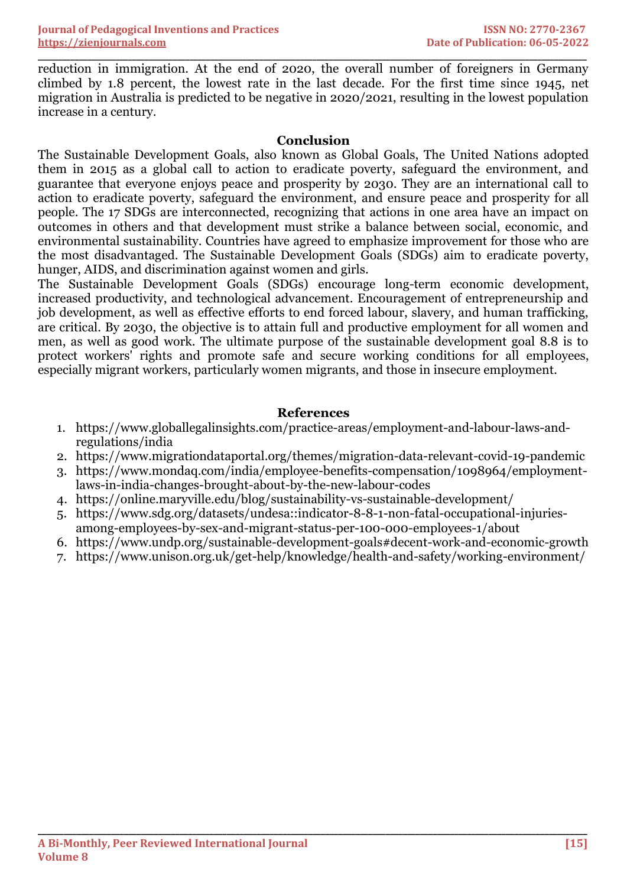reduction in immigration. At the end of 2020, the overall number of foreigners in Germany climbed by 1.8 percent, the lowest rate in the last decade. For the first time since 1945, net migration in Australia is predicted to be negative in 2020/2021, resulting in the lowest population increase in a century.

## Conclusion

The Sustainable Development Goals, also known as Global Goals, The United Nations adopted them in 2015 as a global call to action to eradicate poverty, safeguard the environment, and guarantee that everyone enjoys peace and prosperity by 2030. They are an international call to action to eradicate poverty, safeguard the environment, and ensure peace and prosperity for all people. The 17 SDGs are interconnected, recognizing that actions in one area have an impact on outcomes in others and that development must strike a balance between social, economic, and environmental sustainability. Countries have agreed to emphasize improvement for those who are the most disadvantaged. The Sustainable Development Goals (SDGs) aim to eradicate poverty, hunger, AIDS, and discrimination against women and girls.

The Sustainable Development Goals (SDGs) encourage long-term economic development, increased productivity, and technological advancement. Encouragement of entrepreneurship and job development, as well as effective efforts to end forced labour, slavery, and human trafficking, are critical. By 2030, the objective is to attain full and productive employment for all women and men, as well as good work. The ultimate purpose of the sustainable development goal 8.8 is to protect workers' rights and promote safe and secure working conditions for all employees, especially migrant workers, particularly women migrants, and those in insecure employment.

## References

1. https://www.globallegalinsights.com/practice-areas/employment-and-labour-laws-and-regulations/india
2. https://www.migrationdataportal.org/themes/migration-data-relevant-covid-19-pandemic
3. https://www.mondaq.com/india/employee-benefits-compensation/1098964/employment-laws-in-india-changes-brought-about-by-the-new-labour-codes
4. https://online.maryville.edu/blog/sustainability-vs-sustainable-development/
5. https://www.sdg.org/datasets/undesa::indicator-8-8-1-non-fatal-occupational-injuries-among-employees-by-sex-and-migrant-status-per-100-000-employees-1/about
6. https://www.undp.org/sustainable-development-goals#decent-work-and-economic-growth
7. https://www.unison.org.uk/get-help/knowledge/health-and-safety/working-environment/